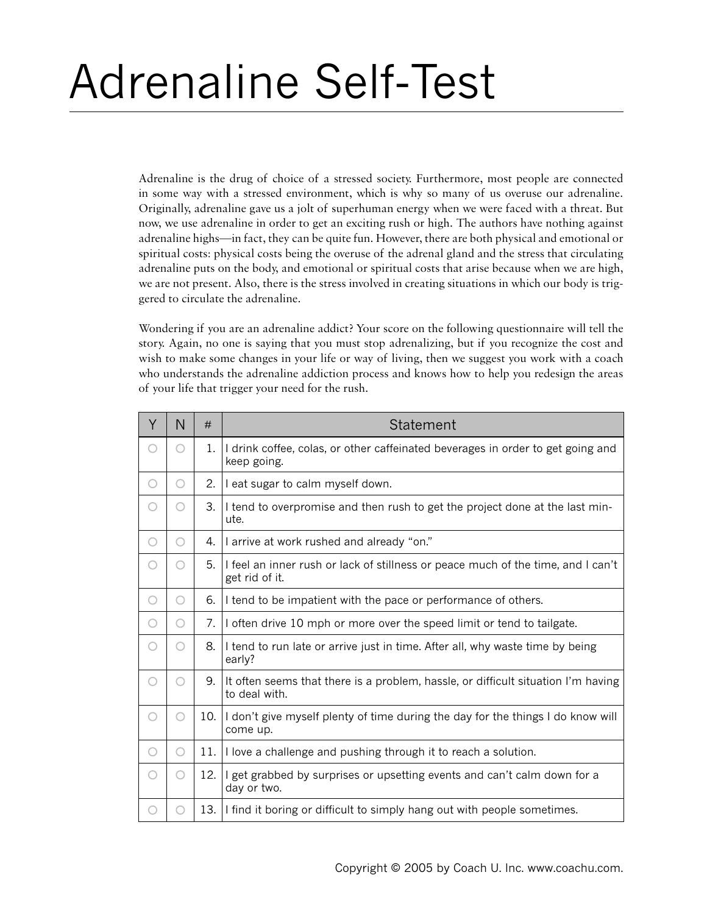# Adrenaline Self-Test

Adrenaline is the drug of choice of a stressed society. Furthermore, most people are connected in some way with a stressed environment, which is why so many of us overuse our adrenaline. Originally, adrenaline gave us a jolt of superhuman energy when we were faced with a threat. But now, we use adrenaline in order to get an exciting rush or high. The authors have nothing against adrenaline highs—in fact, they can be quite fun. However, there are both physical and emotional or spiritual costs: physical costs being the overuse of the adrenal gland and the stress that circulating adrenaline puts on the body, and emotional or spiritual costs that arise because when we are high, we are not present. Also, there is the stress involved in creating situations in which our body is triggered to circulate the adrenaline.

Wondering if you are an adrenaline addict? Your score on the following questionnaire will tell the story. Again, no one is saying that you must stop adrenalizing, but if you recognize the cost and wish to make some changes in your life or way of living, then we suggest you work with a coach who understands the adrenaline addiction process and knows how to help you redesign the areas of your life that trigger your need for the rush.

| Y | N | # | Statement |
|---|---|---|---|
| ○ | ○ | 1. | I drink coffee, colas, or other caffeinated beverages in order to get going and keep going. |
| ○ | ○ | 2. | I eat sugar to calm myself down. |
| ○ | ○ | 3. | I tend to overpromise and then rush to get the project done at the last minute. |
| ○ | ○ | 4. | I arrive at work rushed and already "on." |
| ○ | ○ | 5. | I feel an inner rush or lack of stillness or peace much of the time, and I can't get rid of it. |
| ○ | ○ | 6. | I tend to be impatient with the pace or performance of others. |
| ○ | ○ | 7. | I often drive 10 mph or more over the speed limit or tend to tailgate. |
| ○ | ○ | 8. | I tend to run late or arrive just in time. After all, why waste time by being early? |
| ○ | ○ | 9. | It often seems that there is a problem, hassle, or difficult situation I'm having to deal with. |
| ○ | ○ | 10. | I don't give myself plenty of time during the day for the things I do know will come up. |
| ○ | ○ | 11. | I love a challenge and pushing through it to reach a solution. |
| ○ | ○ | 12. | I get grabbed by surprises or upsetting events and can't calm down for a day or two. |
| ○ | ○ | 13. | I find it boring or difficult to simply hang out with people sometimes. |

Copyright © 2005 by Coach U. Inc. www.coachu.com.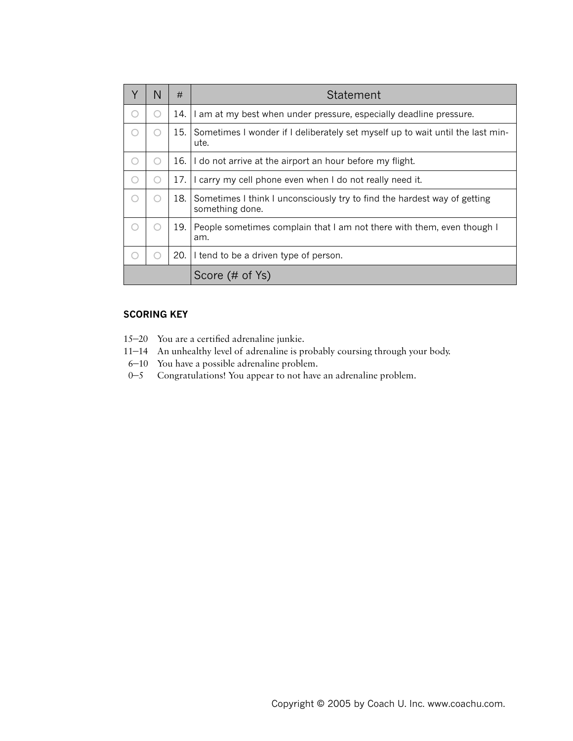| Y | N | # | Statement |
|---|---|---|---|
| ○ | ○ | 14. | I am at my best when under pressure, especially deadline pressure. |
| ○ | ○ | 15. | Sometimes I wonder if I deliberately set myself up to wait until the last minute. |
| ○ | ○ | 16. | I do not arrive at the airport an hour before my flight. |
| ○ | ○ | 17. | I carry my cell phone even when I do not really need it. |
| ○ | ○ | 18. | Sometimes I think I unconsciously try to find the hardest way of getting something done. |
| ○ | ○ | 19. | People sometimes complain that I am not there with them, even though I am. |
| ○ | ○ | 20. | I tend to be a driven type of person. |
| | | | Score (# of Ys) |

**SCORING KEY**

15–20 You are a certified adrenaline junkie.
11–14 An unhealthy level of adrenaline is probably coursing through your body.
6–10 You have a possible adrenaline problem.
0–5 Congratulations! You appear to not have an adrenaline problem.

Copyright © 2005 by Coach U. Inc. www.coachu.com.